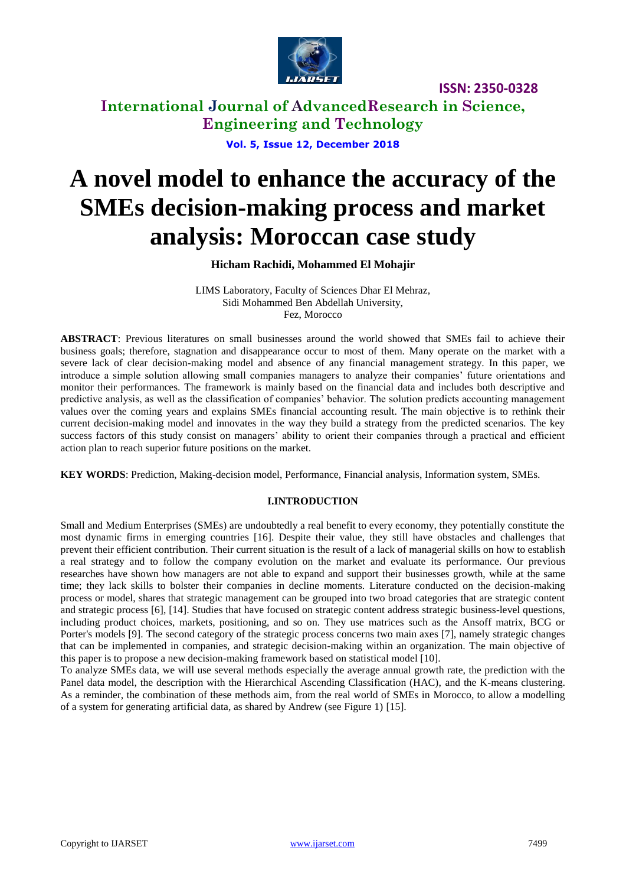# A novel model to enhance the accuracy of the SMEs decision-making process and market analysis: Moroccan case study

**Hicham Rachidi, Mohammed El Mohajir**

LIMS Laboratory, Faculty of Sciences Dhar El Mehraz,
Sidi Mohammed Ben Abdellah University,
Fez, Morocco

**ABSTRACT**: Previous literatures on small businesses around the world showed that SMEs fail to achieve their business goals; therefore, stagnation and disappearance occur to most of them. Many operate on the market with a severe lack of clear decision-making model and absence of any financial management strategy. In this paper, we introduce a simple solution allowing small companies managers to analyze their companies' future orientations and monitor their performances. The framework is mainly based on the financial data and includes both descriptive and predictive analysis, as well as the classification of companies' behavior. The solution predicts accounting management values over the coming years and explains SMEs financial accounting result. The main objective is to rethink their current decision-making model and innovates in the way they build a strategy from the predicted scenarios. The key success factors of this study consist on managers' ability to orient their companies through a practical and efficient action plan to reach superior future positions on the market.

**KEY WORDS**: Prediction, Making-decision model, Performance, Financial analysis, Information system, SMEs.

## I.INTRODUCTION

Small and Medium Enterprises (SMEs) are undoubtedly a real benefit to every economy, they potentially constitute the most dynamic firms in emerging countries [16]. Despite their value, they still have obstacles and challenges that prevent their efficient contribution. Their current situation is the result of a lack of managerial skills on how to establish a real strategy and to follow the company evolution on the market and evaluate its performance. Our previous researches have shown how managers are not able to expand and support their businesses growth, while at the same time; they lack skills to bolster their companies in decline moments. Literature conducted on the decision-making process or model, shares that strategic management can be grouped into two broad categories that are strategic content and strategic process [6], [14]. Studies that have focused on strategic content address strategic business-level questions, including product choices, markets, positioning, and so on. They use matrices such as the Ansoff matrix, BCG or Porter's models [9]. The second category of the strategic process concerns two main axes [7], namely strategic changes that can be implemented in companies, and strategic decision-making within an organization. The main objective of this paper is to propose a new decision-making framework based on statistical model [10].

To analyze SMEs data, we will use several methods especially the average annual growth rate, the prediction with the Panel data model, the description with the Hierarchical Ascending Classification (HAC), and the K-means clustering. As a reminder, the combination of these methods aim, from the real world of SMEs in Morocco, to allow a modelling of a system for generating artificial data, as shared by Andrew (see Figure 1) [15].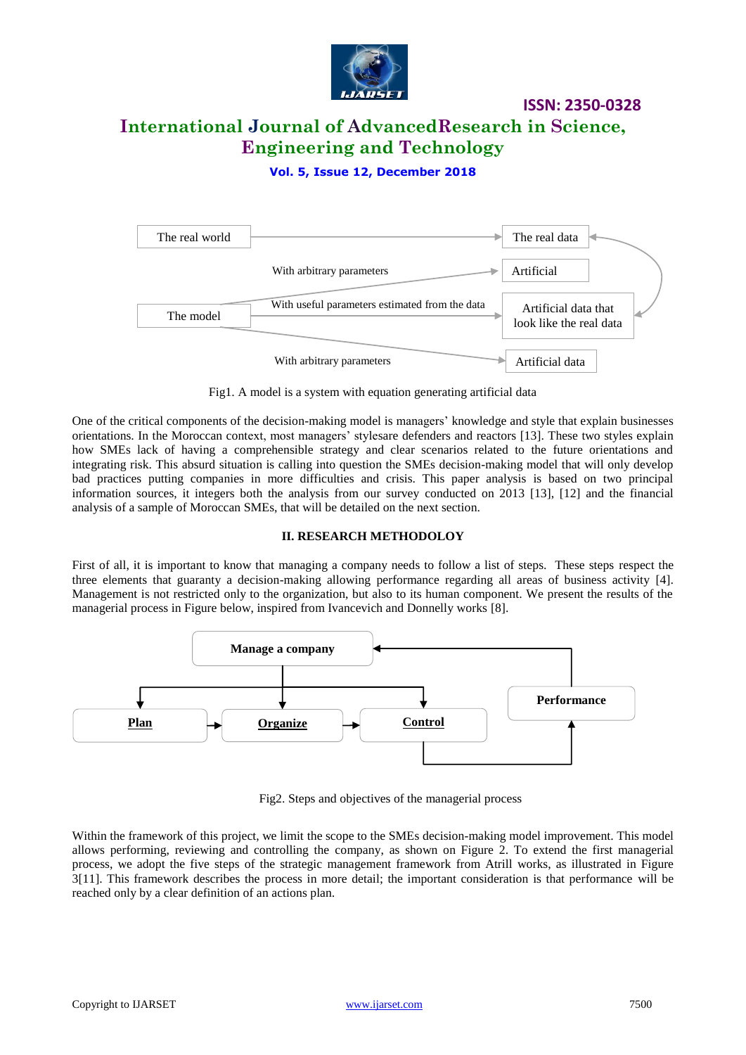| The real world | → | The real data |
|---|---|---|
| The model | With arbitrary parameters → | Artificial |
| The model | With useful parameters estimated from the data → | Artificial data that look like the real data |
| The model | With arbitrary parameters → | Artificial data |

Fig1. A model is a system with equation generating artificial data

One of the critical components of the decision-making model is managers' knowledge and style that explain businesses orientations. In the Moroccan context, most managers' stylesare defenders and reactors [13]. These two styles explain how SMEs lack of having a comprehensible strategy and clear scenarios related to the future orientations and integrating risk. This absurd situation is calling into question the SMEs decision-making model that will only develop bad practices putting companies in more difficulties and crisis. This paper analysis is based on two principal information sources, it integers both the analysis from our survey conducted on 2013 [13], [12] and the financial analysis of a sample of Moroccan SMEs, that will be detailed on the next section.

## II. RESEARCH METHODOLOY

First of all, it is important to know that managing a company needs to follow a list of steps. These steps respect the three elements that guaranty a decision-making allowing performance regarding all areas of business activity [4]. Management is not restricted only to the organization, but also to its human component. We present the results of the managerial process in Figure below, inspired from Ivancevich and Donnelly works [8].

**Manage a company**

**Plan** → **Organize** → **Control** → **Performance** → **Manage a company**

Fig2. Steps and objectives of the managerial process

Within the framework of this project, we limit the scope to the SMEs decision-making model improvement. This model allows performing, reviewing and controlling the company, as shown on Figure 2. To extend the first managerial process, we adopt the five steps of the strategic management framework from Atrill works, as illustrated in Figure 3[11]. This framework describes the process in more detail; the important consideration is that performance will be reached only by a clear definition of an actions plan.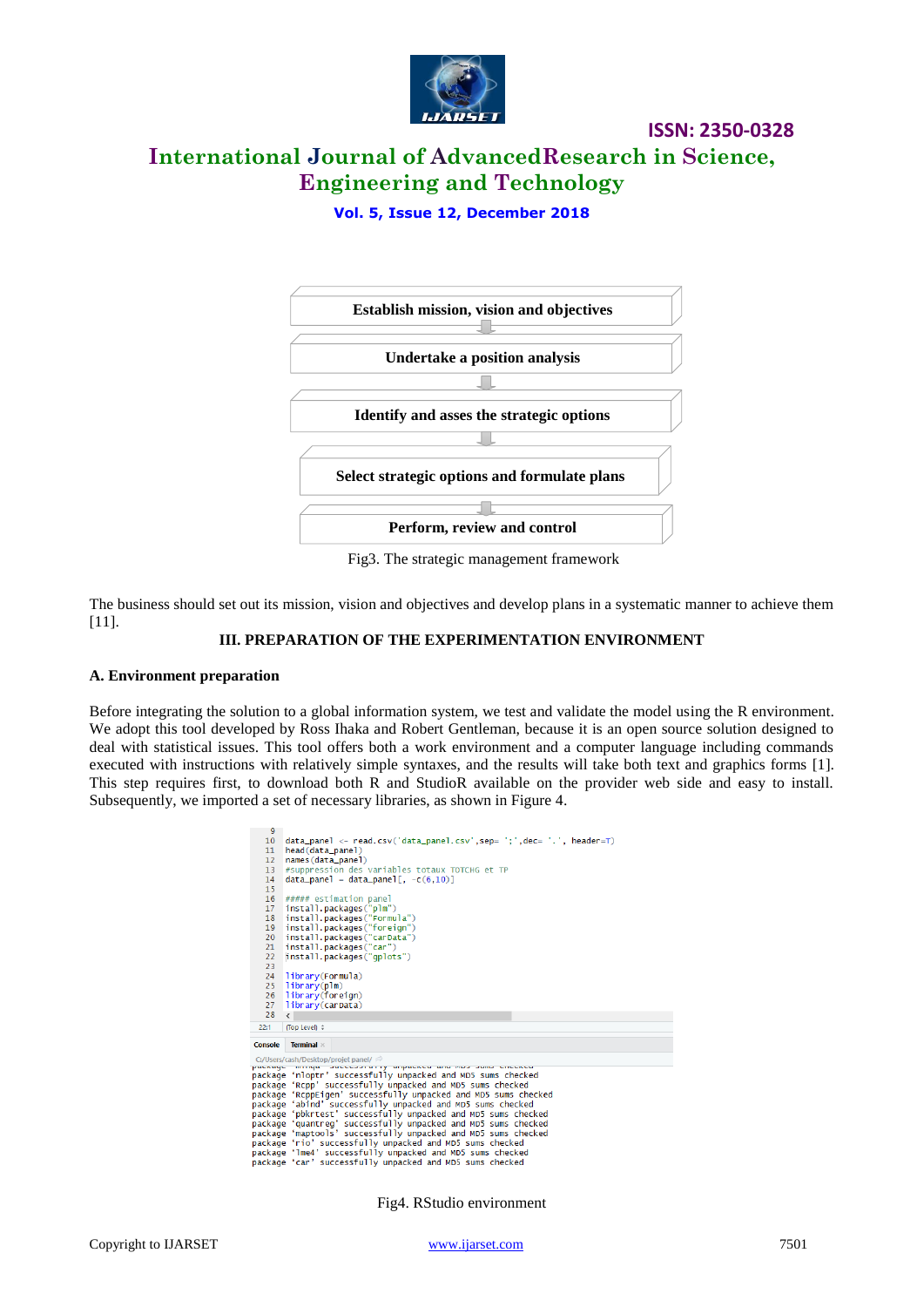Establish mission, vision and objectives

Undertake a position analysis

Identify and asses the strategic options

Select strategic options and formulate plans

Perform, review and control

Fig3. The strategic management framework

The business should set out its mission, vision and objectives and develop plans in a systematic manner to achieve them [11].

## III. PREPARATION OF THE EXPERIMENTATION ENVIRONMENT

### A. Environment preparation

Before integrating the solution to a global information system, we test and validate the model using the R environment. We adopt this tool developed by Ross Ihaka and Robert Gentleman, because it is an open source solution designed to deal with statistical issues. This tool offers both a work environment and a computer language including commands executed with instructions with relatively simple syntaxes, and the results will take both text and graphics forms [1]. This step requires first, to download both R and StudioR available on the provider web side and easy to install. Subsequently, we imported a set of necessary libraries, as shown in Figure 4.

```
9
10  data_panel <- read.csv('data_panel.csv',sep= ';',dec= '.', header=T)
11  head(data_panel)
12  names(data_panel)
13  #suppression des variables totaux TOTCHG et TP
14  data_panel = data_panel[, -c(6,10)]
15
16  ##### estimation panel
17  install.packages("plm")
18  install.packages("Formula")
19  install.packages("foreign")
20  install.packages("carData")
21  install.packages("car")
22  install.packages("gplots")
23
24  library(Formula)
25  library(plm)
26  library(foreign)
27  library(carData)
28
```

```
package 'nloptr' successfully unpacked and MD5 sums checked
package 'Rcpp' successfully unpacked and MD5 sums checked
package 'RcppEigen' successfully unpacked and MD5 sums checked
package 'abind' successfully unpacked and MD5 sums checked
package 'pbkrtest' successfully unpacked and MD5 sums checked
package 'quantreg' successfully unpacked and MD5 sums checked
package 'maptools' successfully unpacked and MD5 sums checked
package 'rio' successfully unpacked and MD5 sums checked
package 'lme4' successfully unpacked and MD5 sums checked
package 'car' successfully unpacked and MD5 sums checked
```

Fig4. RStudio environment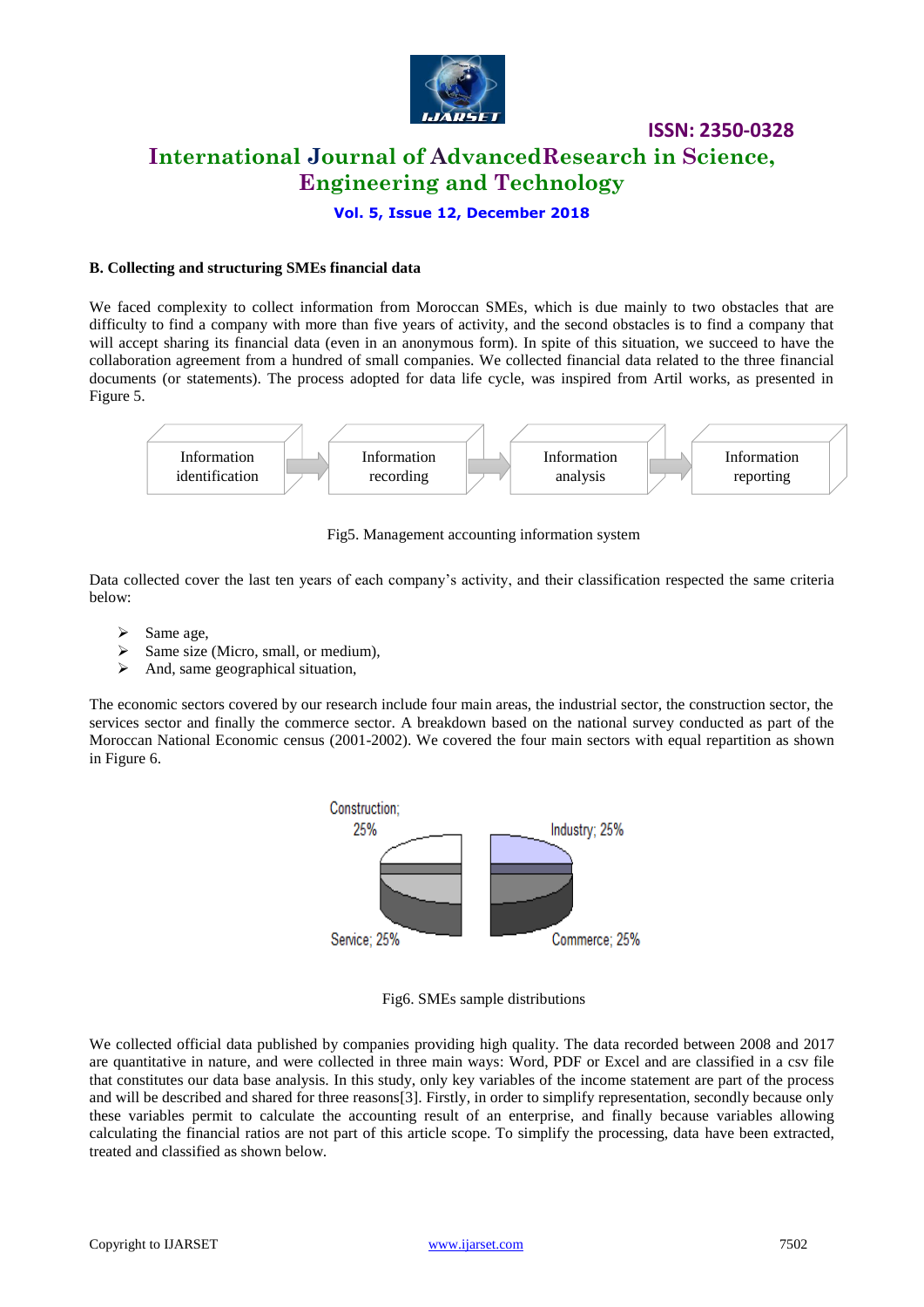### B. Collecting and structuring SMEs financial data

We faced complexity to collect information from Moroccan SMEs, which is due mainly to two obstacles that are difficulty to find a company with more than five years of activity, and the second obstacles is to find a company that will accept sharing its financial data (even in an anonymous form). In spite of this situation, we succeed to have the collaboration agreement from a hundred of small companies. We collected financial data related to the three financial documents (or statements). The process adopted for data life cycle, was inspired from Artil works, as presented in Figure 5.

Information identification → Information recording → Information analysis → Information reporting

Fig5. Management accounting information system

Data collected cover the last ten years of each company's activity, and their classification respected the same criteria below:

- Same age,
- Same size (Micro, small, or medium),
- And, same geographical situation,

The economic sectors covered by our research include four main areas, the industrial sector, the construction sector, the services sector and finally the commerce sector. A breakdown based on the national survey conducted as part of the Moroccan National Economic census (2001-2002). We covered the four main sectors with equal repartition as shown in Figure 6.

Construction; 25%
Industry; 25%
Service; 25%
Commerce; 25%

Fig6. SMEs sample distributions

We collected official data published by companies providing high quality. The data recorded between 2008 and 2017 are quantitative in nature, and were collected in three main ways: Word, PDF or Excel and are classified in a csv file that constitutes our data base analysis. In this study, only key variables of the income statement are part of the process and will be described and shared for three reasons[3]. Firstly, in order to simplify representation, secondly because only these variables permit to calculate the accounting result of an enterprise, and finally because variables allowing calculating the financial ratios are not part of this article scope. To simplify the processing, data have been extracted, treated and classified as shown below.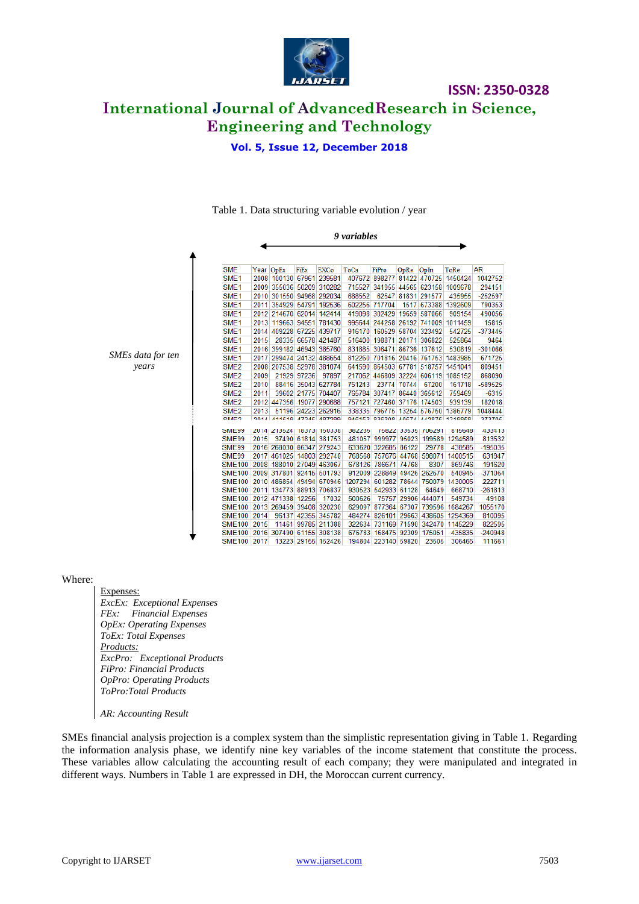Table 1. Data structuring variable evolution / year

*9 variables*

*SMEs data for ten years*

| SME | Year | OpEx | FiEx | EXCo | ToCa | FiPro | OpRe | OpIn | ToRe | AR |
|---|---|---|---|---|---|---|---|---|---|---|
| SME1 | 2008 | 100130 | 67961 | 239581 | 407672 | 898277 | 81422 | 470725 | 1450424 | 1042752 |
| SME1 | 2009 | 355036 | 50209 | 310282 | 715527 | 341955 | 44565 | 623158 | 1009678 | 294151 |
| SME1 | 2010 | 301550 | 94968 | 292034 | 688552 | 62547 | 81831 | 291577 | 435955 | -252597 |
| SME1 | 2011 | 354929 | 54791 | 192536 | 602256 | 717704 | 1617 | 673388 | 1392609 | 790363 |
| SME1 | 2012 | 214670 | 62014 | 142414 | 419098 | 302429 | 19659 | 587066 | 909154 | 490056 |
| SME1 | 2013 | 119663 | 94551 | 781430 | 995644 | 244258 | 26192 | 741009 | 1011459 | 15815 |
| SME1 | 2014 | 409228 | 67225 | 439717 | 916170 | 160529 | 58704 | 323492 | 542725 | -373445 |
| SME1 | 2015 | 28335 | 66578 | 421487 | 516400 | 198871 | 20171 | 306822 | 525864 | 9464 |
| SME1 | 2016 | 399182 | 46943 | 385760 | 831885 | 306471 | 86736 | 137612 | 530819 | -301066 |
| SME1 | 2017 | 299474 | 24132 | 488654 | 812260 | 701816 | 20416 | 761753 | 1483985 | 671725 |
| SME2 | 2008 | 207538 | 52978 | 381074 | 641590 | 864503 | 67781 | 518757 | 1451041 | 809451 |
| SME2 | 2009 | 21929 | 97236 | 97897 | 217062 | 446809 | 32224 | 606119 | 1085152 | 868090 |
| SME2 | 2010 | 88416 | 35043 | 627784 | 751243 | 23774 | 70744 | 67200 | 161718 | -589525 |
| SME2 | 2011 | 39602 | 21775 | 704407 | 765784 | 307417 | 86440 | 365612 | 759469 | -6315 |
| SME2 | 2012 | 447356 | 19077 | 290688 | 757121 | 727460 | 37176 | 174503 | 939139 | 182018 |
| SME2 | 2013 | 51196 | 24223 | 262916 | 338335 | 796775 | 13254 | 576750 | 1386779 | 1048444 |
| ... | | | | | | | | | | |
| SME99 | 2014 | 213524 | 18373 | 150338 | 382235 | 75822 | 33535 | 706291 | 815648 | 433413 |
| SME99 | 2015 | 37490 | 61814 | 381753 | 481057 | 999977 | 95023 | 199589 | 1294589 | 813532 |
| SME99 | 2016 | 268030 | 86347 | 279243 | 633620 | 322685 | 86122 | 29778 | 438585 | -195035 |
| SME99 | 2017 | 461025 | 14803 | 292740 | 768568 | 757676 | 44768 | 598071 | 1400515 | 631947 |
| SME100 | 2008 | 188010 | 27049 | 463067 | 678126 | 786671 | 74768 | 8307 | 869746 | 191620 |
| SME100 | 2009 | 317801 | 92415 | 501793 | 912009 | 228849 | 49426 | 262670 | 540945 | -371064 |
| SME100 | 2010 | 486854 | 49494 | 670946 | 1207294 | 601282 | 78644 | 750079 | 1430005 | 222711 |
| SME100 | 2011 | 134773 | 88913 | 706837 | 930523 | 542933 | 61128 | 64649 | 668710 | -261813 |
| SME100 | 2012 | 471338 | 12256 | 17032 | 500626 | 75757 | 29906 | 444071 | 549734 | 49108 |
| SME100 | 2013 | 269459 | 39408 | 320230 | 629097 | 877364 | 67307 | 739596 | 1684267 | 1055170 |
| SME100 | 2014 | 95137 | 42355 | 345782 | 484274 | 826101 | 29663 | 438605 | 1294369 | 810095 |
| SME100 | 2015 | 11461 | 99785 | 211388 | 322634 | 731169 | 71590 | 342470 | 1145229 | 822595 |
| SME100 | 2016 | 307490 | 61156 | 308138 | 676783 | 168475 | 92309 | 175051 | 435835 | -240948 |
| SME100 | 2017 | 13223 | 29155 | 152426 | 194804 | 223140 | 59820 | 23505 | 306465 | 111661 |

Where:

Expenses:
*ExcEx: Exceptional Expenses*
*FEx: Financial Expenses*
*OpEx: Operating Expenses*
*ToEx: Total Expenses*
*Products:*
*ExcPro: Exceptional Products*
*FiPro: Financial Products*
*OpPro: Operating Products*
*ToPro:Total Products*

*AR: Accounting Result*

SMEs financial analysis projection is a complex system than the simplistic representation giving in Table 1. Regarding the information analysis phase, we identify nine key variables of the income statement that constitute the process. These variables allow calculating the accounting result of each company; they were manipulated and integrated in different ways. Numbers in Table 1 are expressed in DH, the Moroccan current currency.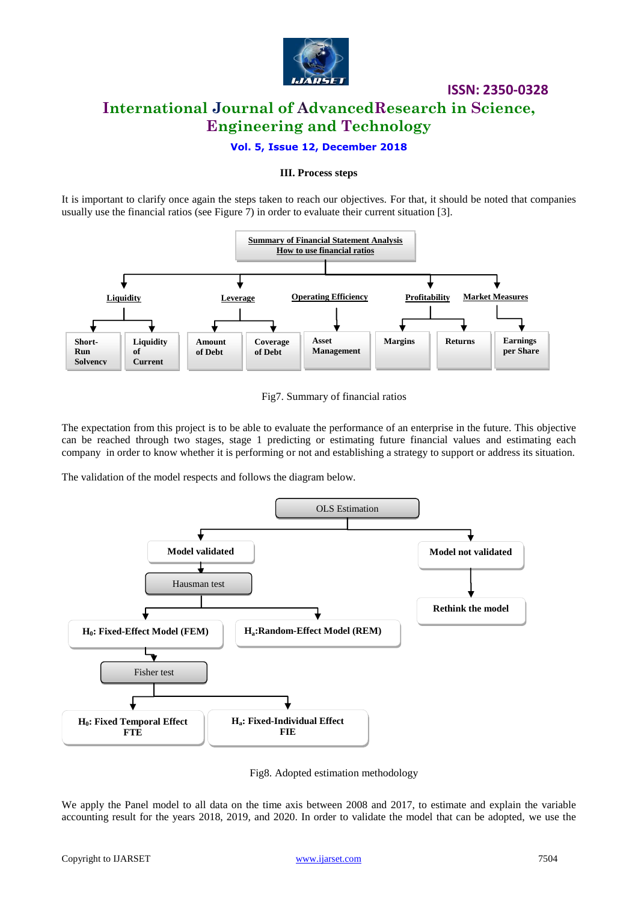### III. Process steps

It is important to clarify once again the steps taken to reach our objectives. For that, it should be noted that companies usually use the financial ratios (see Figure 7) in order to evaluate their current situation [3].

**Summary of Financial Statement Analysis**
**How to use financial ratios**

- **Liquidity**
  - Short-Run Solvency
  - Liquidity of Current
- **Leverage**
  - Amount of Debt
  - Coverage of Debt
- **Operating Efficiency**
  - Asset Management
- **Profitability**
  - Margins
  - Returns
- **Market Measures**
  - Earnings per Share

Fig7. Summary of financial ratios

The expectation from this project is to be able to evaluate the performance of an enterprise in the future. This objective can be reached through two stages, stage 1 predicting or estimating future financial values and estimating each company in order to know whether it is performing or not and establishing a strategy to support or address its situation.

The validation of the model respects and follows the diagram below.

- OLS Estimation
  - Model validated
    - Hausman test
      - $H_0$: Fixed-Effect Model (FEM)
        - Fisher test
          - $H_0$: Fixed Temporal Effect FTE
          - $H_a$: Fixed-Individual Effect FIE
      - $H_a$: Random-Effect Model (REM)
  - Model not validated
    - Rethink the model

Fig8. Adopted estimation methodology

We apply the Panel model to all data on the time axis between 2008 and 2017, to estimate and explain the variable accounting result for the years 2018, 2019, and 2020. In order to validate the model that can be adopted, we use the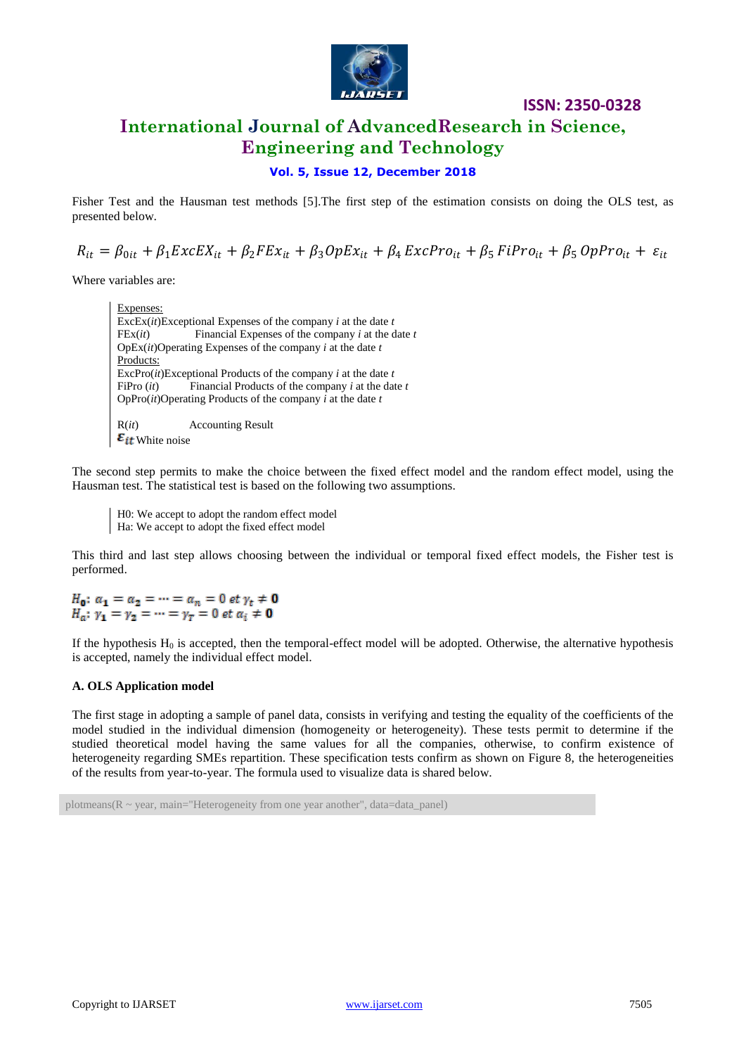Fisher Test and the Hausman test methods [5].The first step of the estimation consists on doing the OLS test, as presented below.

$$R_{it} = \beta_{0it} + \beta_1 ExcEX_{it} + \beta_2 FEx_{it} + \beta_3 OpEx_{it} + \beta_4\, ExcPro_{it} + \beta_5\, FiPro_{it} + \beta_5\, OpPro_{it} + \varepsilon_{it}$$

Where variables are:

> Expenses:
> ExcEx(*it*)Exceptional Expenses of the company *i* at the date *t*
> FEx(*it*) Financial Expenses of the company *i* at the date *t*
> OpEx(*it*)Operating Expenses of the company *i* at the date *t*
> Products:
> ExcPro(*it*)Exceptional Products of the company *i* at the date *t*
> FiPro (*it*) Financial Products of the company *i* at the date *t*
> OpPro(*it*)Operating Products of the company *i* at the date *t*
>
> R(*it*) Accounting Result
> $\varepsilon_{it}$ White noise

The second step permits to make the choice between the fixed effect model and the random effect model, using the Hausman test. The statistical test is based on the following two assumptions.

> H0: We accept to adopt the random effect model
> Ha: We accept to adopt the fixed effect model

This third and last step allows choosing between the individual or temporal fixed effect models, the Fisher test is performed.

$$H_0: \alpha_1 = \alpha_2 = \cdots = \alpha_n = 0 \text{ et } \gamma_t \neq 0$$
$$H_a: \gamma_1 = \gamma_2 = \cdots = \gamma_T = 0 \text{ et } \alpha_i \neq 0$$

If the hypothesis $H_0$ is accepted, then the temporal-effect model will be adopted. Otherwise, the alternative hypothesis is accepted, namely the individual effect model.

### A. OLS Application model

The first stage in adopting a sample of panel data, consists in verifying and testing the equality of the coefficients of the model studied in the individual dimension (homogeneity or heterogeneity). These tests permit to determine if the studied theoretical model having the same values for all the companies, otherwise, to confirm existence of heterogeneity regarding SMEs repartition. These specification tests confirm as shown on Figure 8, the heterogeneities of the results from year-to-year. The formula used to visualize data is shared below.

```
plotmeans(R ~ year, main="Heterogeneity from one year another", data=data_panel)
```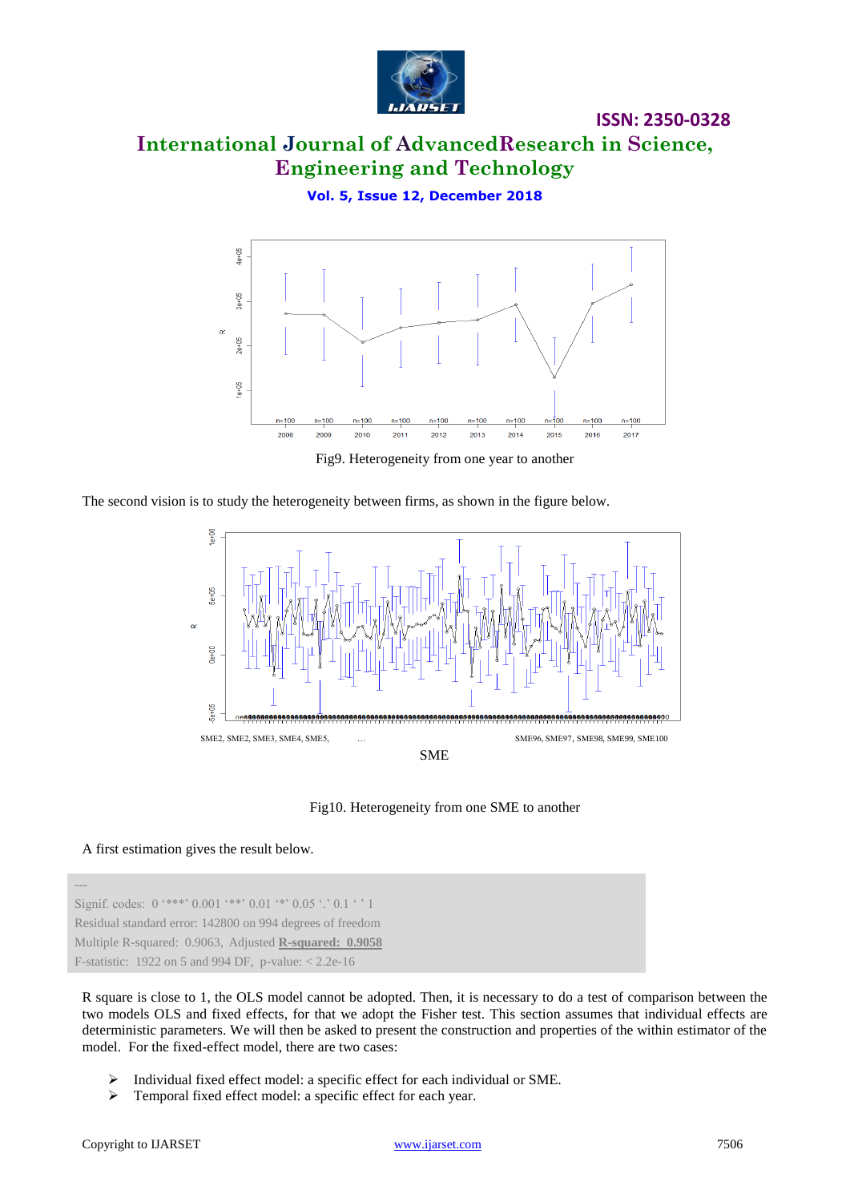Fig9. Heterogeneity from one year to another

The second vision is to study the heterogeneity between firms, as shown in the figure below.

SME2, SME2, SME3, SME4, SME5, … SME96, SME97, SME98, SME99, SME100

SME

Fig10. Heterogeneity from one SME to another

A first estimation gives the result below.

```
---
Signif. codes:  0 '***' 0.001 '**' 0.01 '*' 0.05 '.' 0.1 ' ' 1
Residual standard error: 142800 on 994 degrees of freedom
Multiple R-squared:  0.9063,  Adjusted R-squared:  0.9058
F-statistic:  1922 on 5 and 994 DF,  p-value: < 2.2e-16
```

R square is close to 1, the OLS model cannot be adopted. Then, it is necessary to do a test of comparison between the two models OLS and fixed effects, for that we adopt the Fisher test. This section assumes that individual effects are deterministic parameters. We will then be asked to present the construction and properties of the within estimator of the model. For the fixed-effect model, there are two cases:

- Individual fixed effect model: a specific effect for each individual or SME.
- Temporal fixed effect model: a specific effect for each year.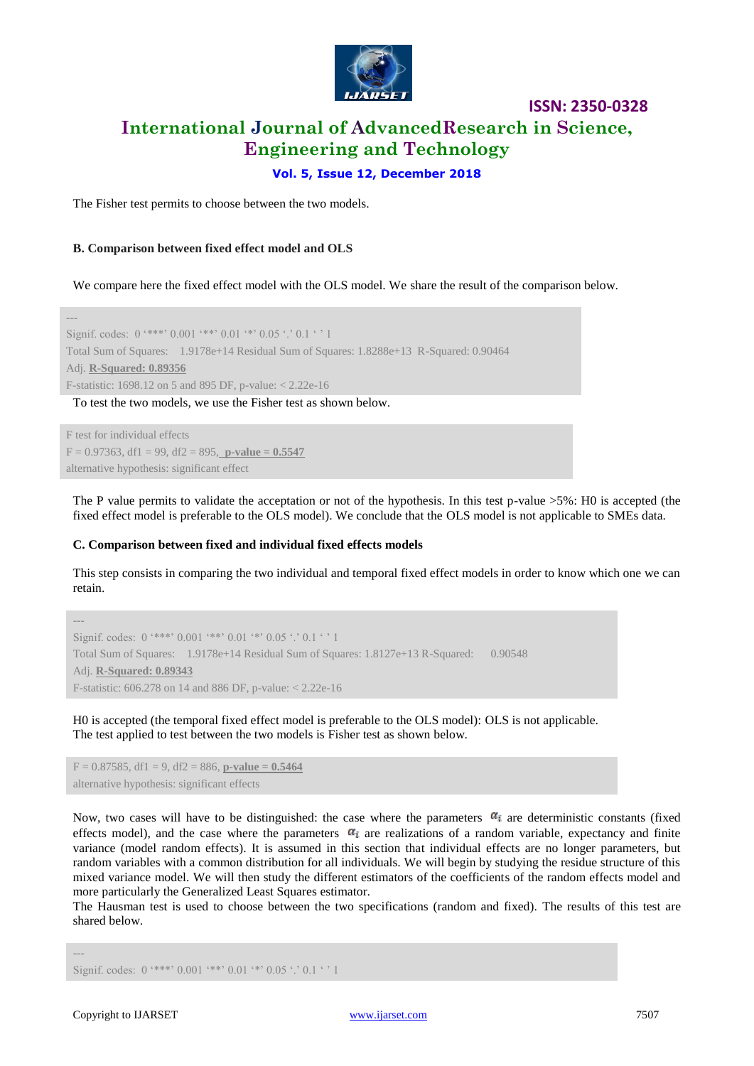The Fisher test permits to choose between the two models.

### B. Comparison between fixed effect model and OLS

We compare here the fixed effect model with the OLS model. We share the result of the comparison below.

```
---
Signif. codes:  0 '***' 0.001 '**' 0.01 '*' 0.05 '.' 0.1 ' ' 1
Total Sum of Squares:    1.9178e+14 Residual Sum of Squares: 1.8288e+13  R-Squared: 0.90464
Adj. R-Squared: 0.89356
F-statistic: 1698.12 on 5 and 895 DF, p-value: < 2.22e-16
```

To test the two models, we use the Fisher test as shown below.

```
F test for individual effects
F = 0.97363, df1 = 99, df2 = 895,  p-value = 0.5547
alternative hypothesis: significant effect
```

The P value permits to validate the acceptation or not of the hypothesis. In this test p-value >5%: H0 is accepted (the fixed effect model is preferable to the OLS model). We conclude that the OLS model is not applicable to SMEs data.

### C. Comparison between fixed and individual fixed effects models

This step consists in comparing the two individual and temporal fixed effect models in order to know which one we can retain.

```
---
Signif. codes:  0 '***' 0.001 '**' 0.01 '*' 0.05 '.' 0.1 ' ' 1
Total Sum of Squares:    1.9178e+14 Residual Sum of Squares: 1.8127e+13 R-Squared:      0.90548
Adj. R-Squared: 0.89343
F-statistic: 606.278 on 14 and 886 DF, p-value: < 2.22e-16
```

H0 is accepted (the temporal fixed effect model is preferable to the OLS model): OLS is not applicable.
The test applied to test between the two models is Fisher test as shown below.

```
F = 0.87585, df1 = 9, df2 = 886, p-value = 0.5464
alternative hypothesis: significant effects
```

Now, two cases will have to be distinguished: the case where the parameters $\alpha_i$ are deterministic constants (fixed effects model), and the case where the parameters $\alpha_i$ are realizations of a random variable, expectancy and finite variance (model random effects). It is assumed in this section that individual effects are no longer parameters, but random variables with a common distribution for all individuals. We will begin by studying the residue structure of this mixed variance model. We will then study the different estimators of the coefficients of the random effects model and more particularly the Generalized Least Squares estimator.
The Hausman test is used to choose between the two specifications (random and fixed). The results of this test are shared below.

```
---
Signif. codes:  0 '***' 0.001 '**' 0.01 '*' 0.05 '.' 0.1 ' ' 1
```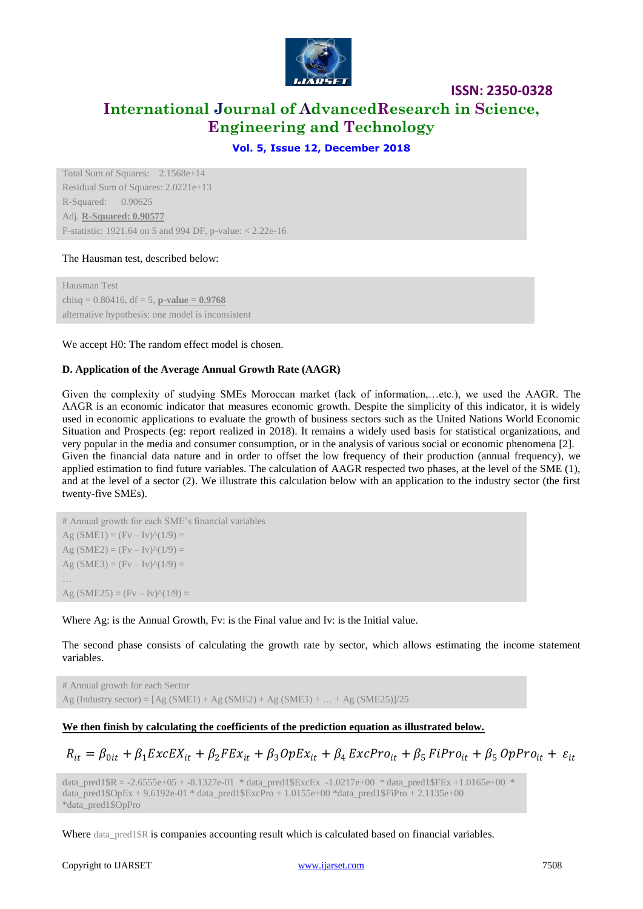```
Total Sum of Squares:    2.1568e+14
Residual Sum of Squares: 2.0221e+13
R-Squared:      0.90625
Adj. R-Squared: 0.90577
F-statistic: 1921.64 on 5 and 994 DF, p-value: < 2.22e-16
```

The Hausman test, described below:

```
Hausman Test
chisq = 0.80416, df = 5, p-value = 0.9768
alternative hypothesis: one model is inconsistent
```

We accept H0: The random effect model is chosen.

**D. Application of the Average Annual Growth Rate (AAGR)**

Given the complexity of studying SMEs Moroccan market (lack of information,…etc.), we used the AAGR. The AAGR is an economic indicator that measures economic growth. Despite the simplicity of this indicator, it is widely used in economic applications to evaluate the growth of business sectors such as the United Nations World Economic Situation and Prospects (eg: report realized in 2018). It remains a widely used basis for statistical organizations, and very popular in the media and consumer consumption, or in the analysis of various social or economic phenomena [2]. Given the financial data nature and in order to offset the low frequency of their production (annual frequency), we applied estimation to find future variables. The calculation of AAGR respected two phases, at the level of the SME (1), and at the level of a sector (2). We illustrate this calculation below with an application to the industry sector (the first twenty-five SMEs).

```
# Annual growth for each SME's financial variables
Ag (SME1) = (Fv – Iv)^(1/9) =
Ag (SME2) = (Fv – Iv)^(1/9) =
Ag (SME3) = (Fv – Iv)^(1/9) =
…
Ag (SME25) = (Fv – Iv)^(1/9) =
```

Where Ag: is the Annual Growth, Fv: is the Final value and Iv: is the Initial value.

The second phase consists of calculating the growth rate by sector, which allows estimating the income statement variables.

```
# Annual growth for each Sector
Ag (Industry sector) = [Ag (SME1) + Ag (SME2) + Ag (SME3) + … + Ag (SME25)]/25
```

**We then finish by calculating the coefficients of the prediction equation as illustrated below.**

$$R_{it} = \beta_{0it} + \beta_1 ExcEX_{it} + \beta_2 FEx_{it} + \beta_3 OpEx_{it} + \beta_4\, ExcPro_{it} + \beta_5\, FiPro_{it} + \beta_5\, OpPro_{it} + \varepsilon_{it}$$

```
data_pred1$R = -2.6555e+05 + -8.1327e-01 * data_pred1$ExcEx -1.0217e+00 * data_pred1$FEx +1.0165e+00 * data_pred1$OpEx + 9.6192e-01 * data_pred1$ExcPro + 1.0155e+00 *data_pred1$FiPro + 2.1135e+00 *data_pred1$OpPro
```

Where data_pred1$R is companies accounting result which is calculated based on financial variables.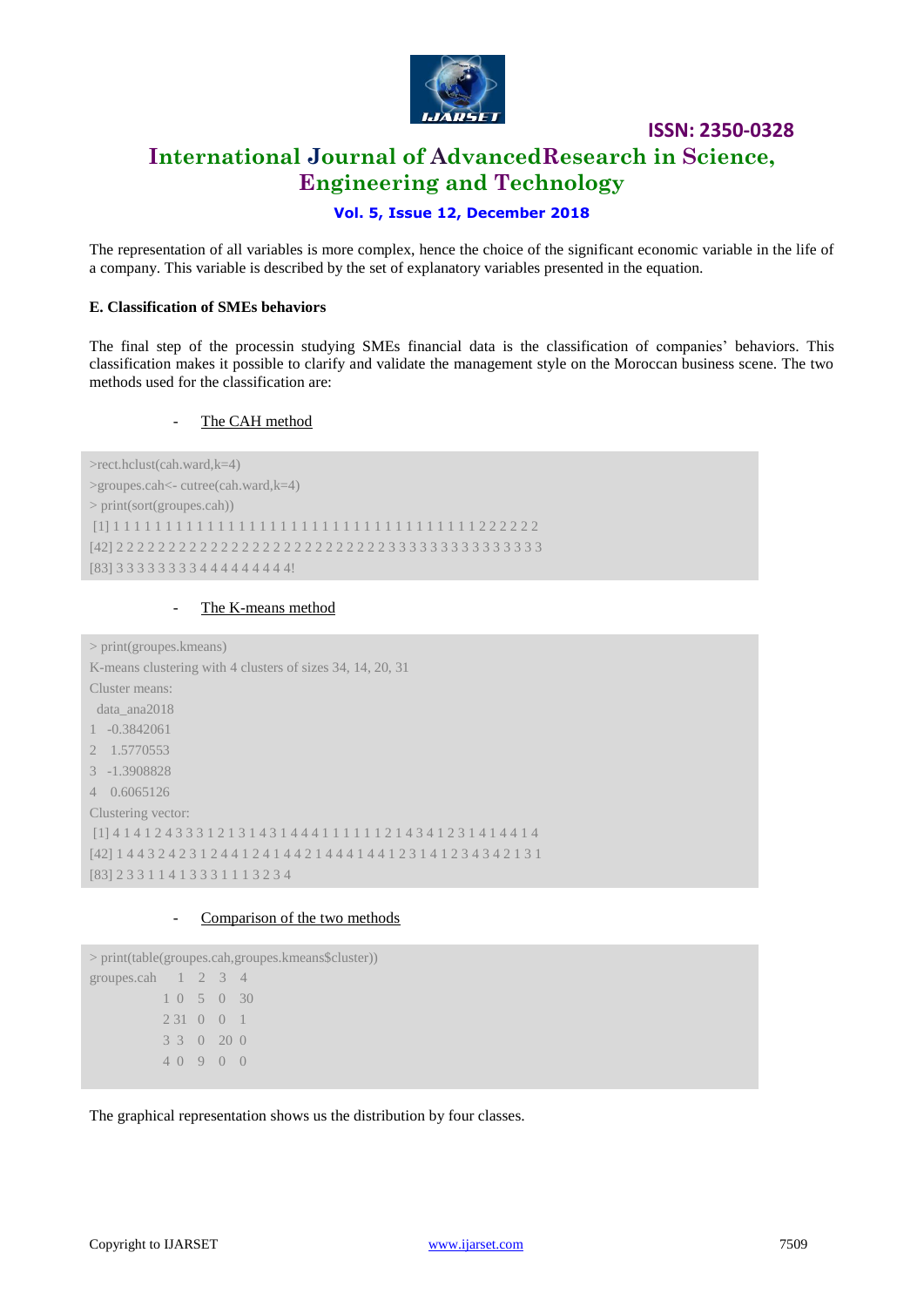The representation of all variables is more complex, hence the choice of the significant economic variable in the life of a company. This variable is described by the set of explanatory variables presented in the equation.

### E. Classification of SMEs behaviors

The final step of the processin studying SMEs financial data is the classification of companies' behaviors. This classification makes it possible to clarify and validate the management style on the Moroccan business scene. The two methods used for the classification are:

- The CAH method

```
>rect.hclust(cah.ward,k=4)
>groupes.cah<- cutree(cah.ward,k=4)
> print(sort(groupes.cah))
 [1] 1 1 1 1 1 1 1 1 1 1 1 1 1 1 1 1 1 1 1 1 1 1 1 1 1 1 1 1 1 1 1 1 1 1 1 2 2 2 2 2 2
[42] 2 2 2 2 2 2 2 2 2 2 2 2 2 2 2 2 2 2 2 2 2 2 2 2 2 2 2 3 3 3 3 3 3 3 3 3 3 3 3 3 3 3
[83] 3 3 3 3 3 3 3 3 3 4 4 4 4 4 4 4 4 4!
```

- The K-means method

```
> print(groupes.kmeans)
K-means clustering with 4 clusters of sizes 34, 14, 20, 31
Cluster means:
  data_ana2018
1  -0.3842061
2   1.5770553
3  -1.3908828
4   0.6065126
Clustering vector:
 [1] 4 1 4 1 2 4 3 3 1 2 1 3 1 4 3 1 4 4 4 1 1 1 1 1 1 2 1 4 3 4 1 2 3 1 4 1 4 4 1 4
[42] 1 4 4 3 2 4 2 3 1 2 4 4 1 2 4 1 4 4 2 1 4 4 4 1 4 4 1 2 3 1 4 1 2 3 4 3 4 2 1 3 1
[83] 2 3 3 1 1 4 1 3 3 3 1 1 1 3 2 3 4
```

- Comparison of the two methods

```
> print(table(groupes.cah,groupes.kmeans$cluster))
groupes.cah    1   2   3   4
           1   0   5   0  30
           2  31   0   0   1
           3   3   0  20   0
           4   0   9   0   0
```

The graphical representation shows us the distribution by four classes.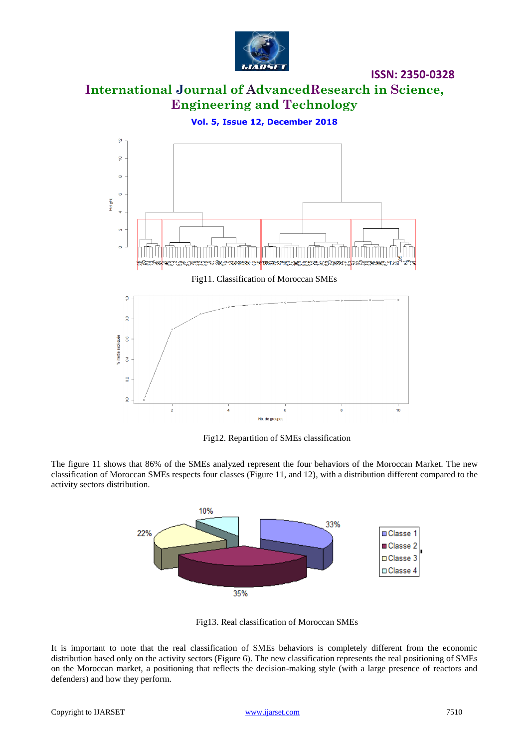Fig11. Classification of Moroccan SMEs

Fig12. Repartition of SMEs classification

The figure 11 shows that 86% of the SMEs analyzed represent the four behaviors of the Moroccan Market. The new classification of Moroccan SMEs respects four classes (Figure 11, and 12), with a distribution different compared to the activity sectors distribution.

Fig13. Real classification of Moroccan SMEs

It is important to note that the real classification of SMEs behaviors is completely different from the economic distribution based only on the activity sectors (Figure 6). The new classification represents the real positioning of SMEs on the Moroccan market, a positioning that reflects the decision-making style (with a large presence of reactors and defenders) and how they perform.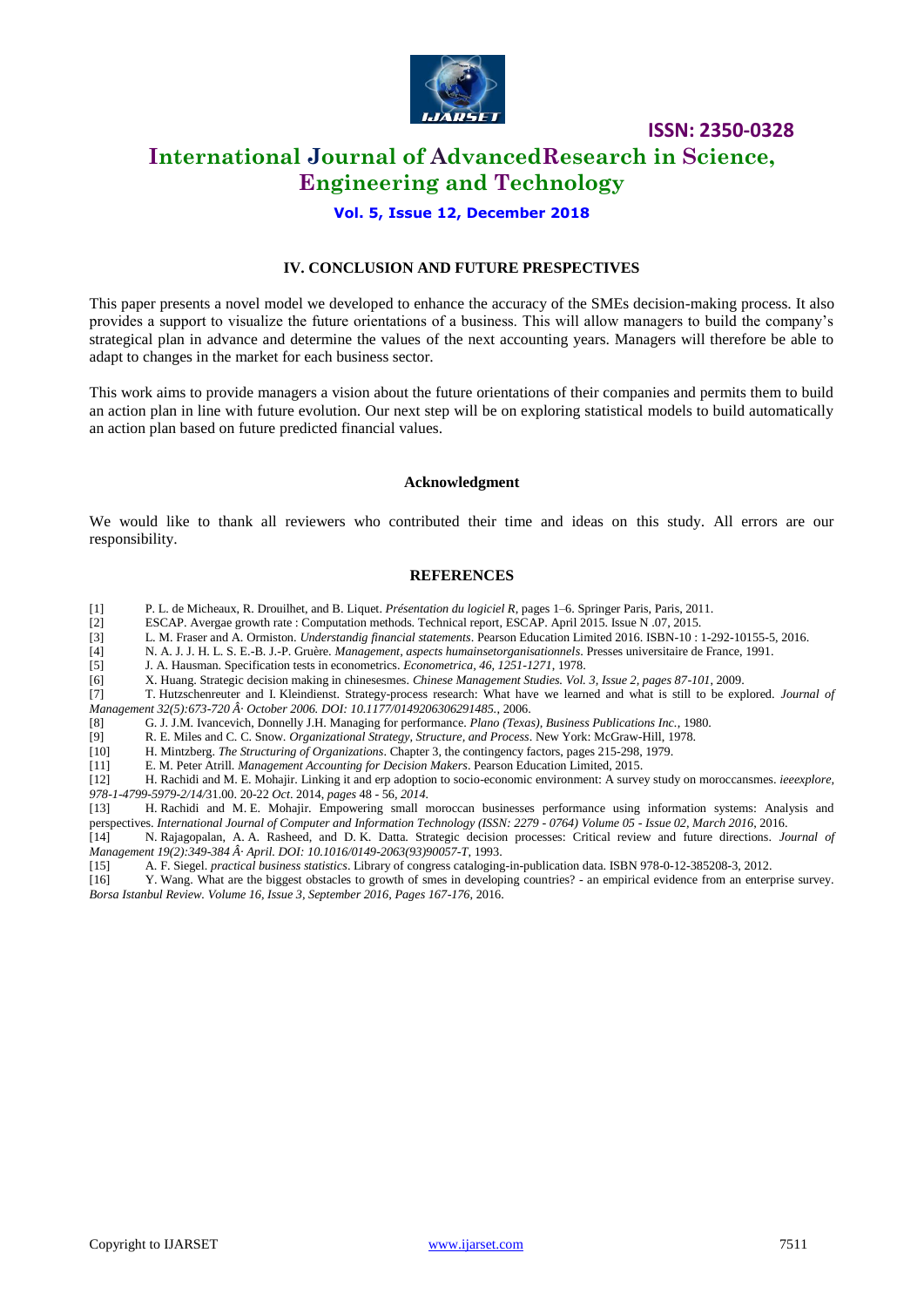## IV. CONCLUSION AND FUTURE PRESPECTIVES

This paper presents a novel model we developed to enhance the accuracy of the SMEs decision-making process. It also provides a support to visualize the future orientations of a business. This will allow managers to build the company's strategical plan in advance and determine the values of the next accounting years. Managers will therefore be able to adapt to changes in the market for each business sector.

This work aims to provide managers a vision about the future orientations of their companies and permits them to build an action plan in line with future evolution. Our next step will be on exploring statistical models to build automatically an action plan based on future predicted financial values.

### Acknowledgment

We would like to thank all reviewers who contributed their time and ideas on this study. All errors are our responsibility.

### REFERENCES

[1] P. L. de Micheaux, R. Drouilhet, and B. Liquet. *Présentation du logiciel R*, pages 1–6. Springer Paris, Paris, 2011.

[2] ESCAP. Avergae growth rate : Computation methods. Technical report, ESCAP. April 2015. Issue N .07, 2015.

[3] L. M. Fraser and A. Ormiston. *Understandig financial statements*. Pearson Education Limited 2016. ISBN-10 : 1-292-10155-5, 2016.

[4] N. A. J. J. H. L. S. E.-B. J.-P. Gruère. *Management, aspects humainsetorganisationnels*. Presses universitaire de France, 1991.

[5] J. A. Hausman. Specification tests in econometrics. *Econometrica, 46, 1251-1271*, 1978.

[6] X. Huang. Strategic decision making in chinesesmes. *Chinese Management Studies. Vol. 3, Issue 2, pages 87-101*, 2009.

[7] T. Hutzschenreuter and I. Kleindienst. Strategy-process research: What have we learned and what is still to be explored. *Journal of Management 32(5):673-720 Â· October 2006. DOI: 10.1177/0149206306291485.*, 2006.

[8] G. J. J.M. Ivancevich, Donnelly J.H. Managing for performance. *Plano (Texas), Business Publications Inc.*, 1980.

[9] R. E. Miles and C. C. Snow. *Organizational Strategy, Structure, and Process*. New York: McGraw-Hill, 1978.

[10] H. Mintzberg. *The Structuring of Organizations*. Chapter 3, the contingency factors, pages 215-298, 1979.

[11] E. M. Peter Atrill. *Management Accounting for Decision Makers*. Pearson Education Limited, 2015.

[12] H. Rachidi and M. E. Mohajir. Linking it and erp adoption to socio-economic environment: A survey study on moroccansmes. *ieeexplore, 978-1-4799-5979-2/14/*31.00. 20-22 *Oct*. 2014, *pages* 48 - 56, *2014.*

[13] H. Rachidi and M. E. Mohajir. Empowering small moroccan businesses performance using information systems: Analysis and perspectives. *International Journal of Computer and Information Technology (ISSN: 2279 - 0764) Volume 05 - Issue 02, March 2016*, 2016.

[14] N. Rajagopalan, A. A. Rasheed, and D. K. Datta. Strategic decision processes: Critical review and future directions. *Journal of Management 19(2):349-384 Â· April. DOI: 10.1016/0149-2063(93)90057-T*, 1993.

[15] A. F. Siegel. *practical business statistics*. Library of congress cataloging-in-publication data. ISBN 978-0-12-385208-3, 2012.

[16] Y. Wang. What are the biggest obstacles to growth of smes in developing countries? - an empirical evidence from an enterprise survey. *Borsa Istanbul Review. Volume 16, Issue 3, September 2016, Pages 167-176*, 2016.